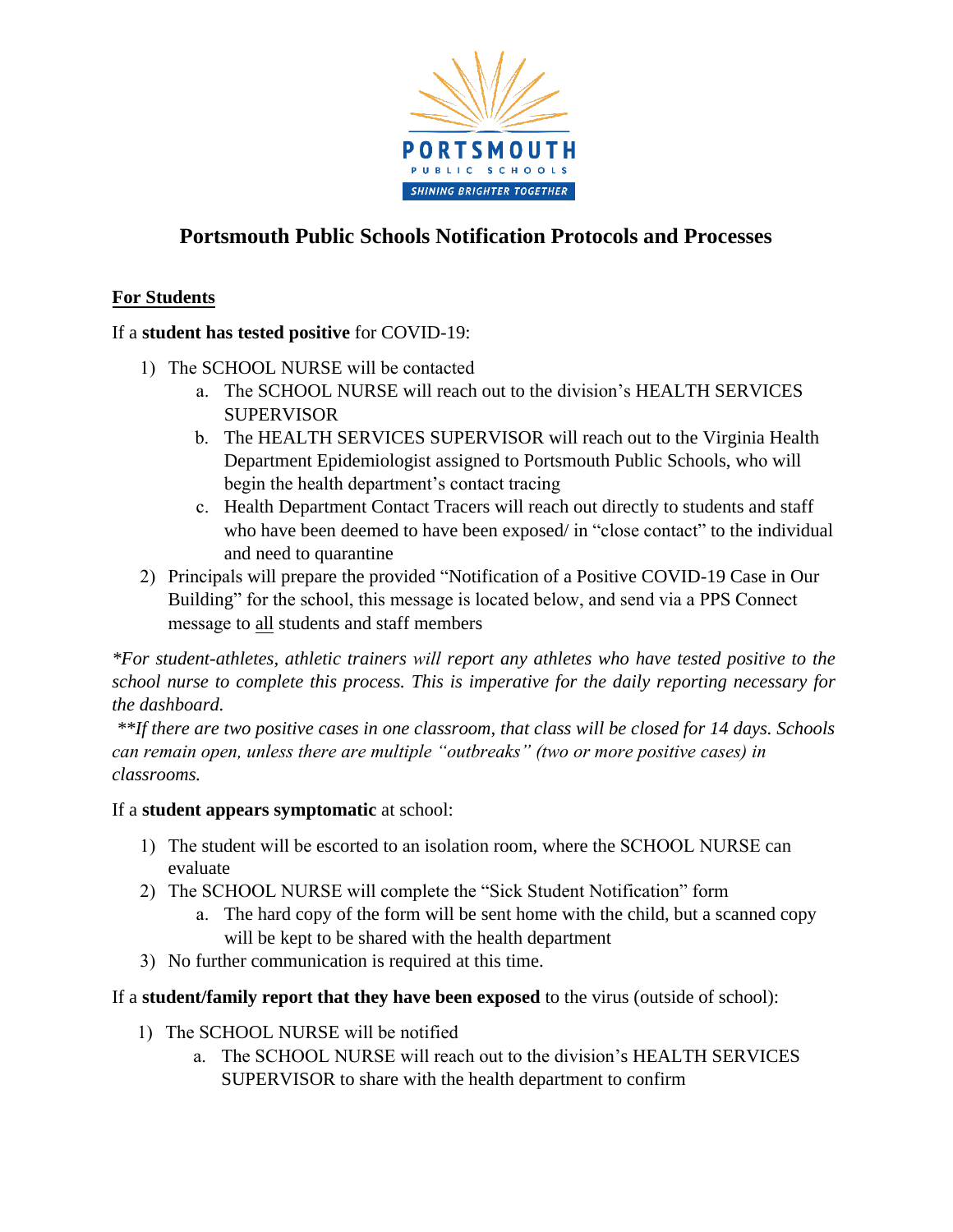# Portsmouth Public Schools Notification Protocols and Processes

## For Students

If a **student has tested positive** for COVID-19:

1) The SCHOOL NURSE will be contacted
   a. The SCHOOL NURSE will reach out to the division's HEALTH SERVICES SUPERVISOR
   b. The HEALTH SERVICES SUPERVISOR will reach out to the Virginia Health Department Epidemiologist assigned to Portsmouth Public Schools, who will begin the health department's contact tracing
   c. Health Department Contact Tracers will reach out directly to students and staff who have been deemed to have been exposed/ in "close contact" to the individual and need to quarantine
2) Principals will prepare the provided "Notification of a Positive COVID-19 Case in Our Building" for the school, this message is located below, and send via a PPS Connect message to <u>all</u> students and staff members

*\*For student-athletes, athletic trainers will report any athletes who have tested positive to the school nurse to complete this process. This is imperative for the daily reporting necessary for the dashboard.*

*\*\*If there are two positive cases in one classroom, that class will be closed for 14 days. Schools can remain open, unless there are multiple "outbreaks" (two or more positive cases) in classrooms.*

If a **student appears symptomatic** at school:

1) The student will be escorted to an isolation room, where the SCHOOL NURSE can evaluate
2) The SCHOOL NURSE will complete the "Sick Student Notification" form
   a. The hard copy of the form will be sent home with the child, but a scanned copy will be kept to be shared with the health department
3) No further communication is required at this time.

If a **student/family report that they have been exposed** to the virus (outside of school):

1) The SCHOOL NURSE will be notified
   a. The SCHOOL NURSE will reach out to the division's HEALTH SERVICES SUPERVISOR to share with the health department to confirm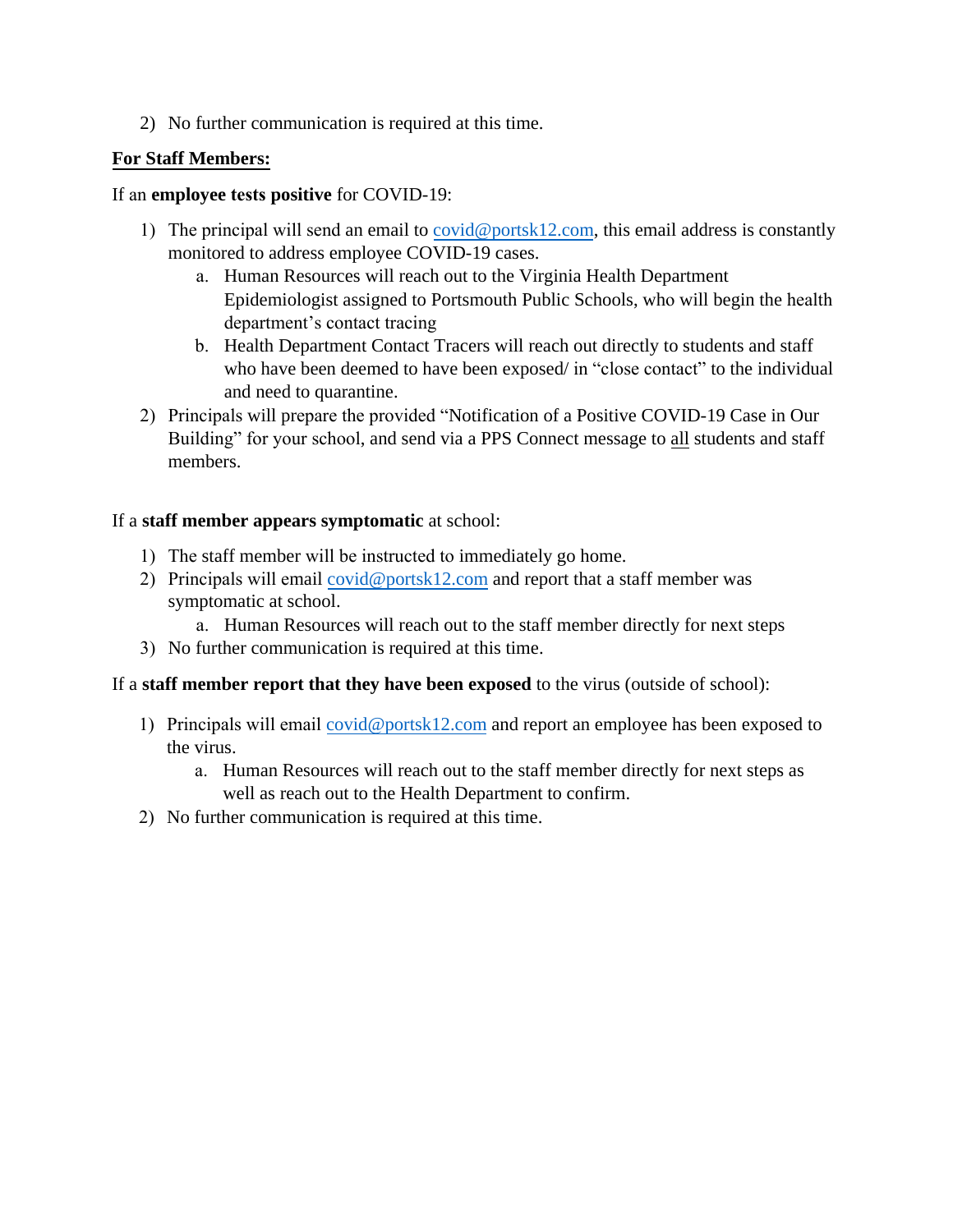2) No further communication is required at this time.

**<u>For Staff Members:</u>**

If an **employee tests positive** for COVID-19:

1) The principal will send an email to covid@portsk12.com, this email address is constantly monitored to address employee COVID-19 cases.
    a. Human Resources will reach out to the Virginia Health Department Epidemiologist assigned to Portsmouth Public Schools, who will begin the health department's contact tracing
    b. Health Department Contact Tracers will reach out directly to students and staff who have been deemed to have been exposed/ in "close contact" to the individual and need to quarantine.
2) Principals will prepare the provided "Notification of a Positive COVID-19 Case in Our Building" for your school, and send via a PPS Connect message to <u>all</u> students and staff members.

If a **staff member appears symptomatic** at school:

1) The staff member will be instructed to immediately go home.
2) Principals will email covid@portsk12.com and report that a staff member was symptomatic at school.
    a. Human Resources will reach out to the staff member directly for next steps
3) No further communication is required at this time.

If a **staff member report that they have been exposed** to the virus (outside of school):

1) Principals will email covid@portsk12.com and report an employee has been exposed to the virus.
    a. Human Resources will reach out to the staff member directly for next steps as well as reach out to the Health Department to confirm.
2) No further communication is required at this time.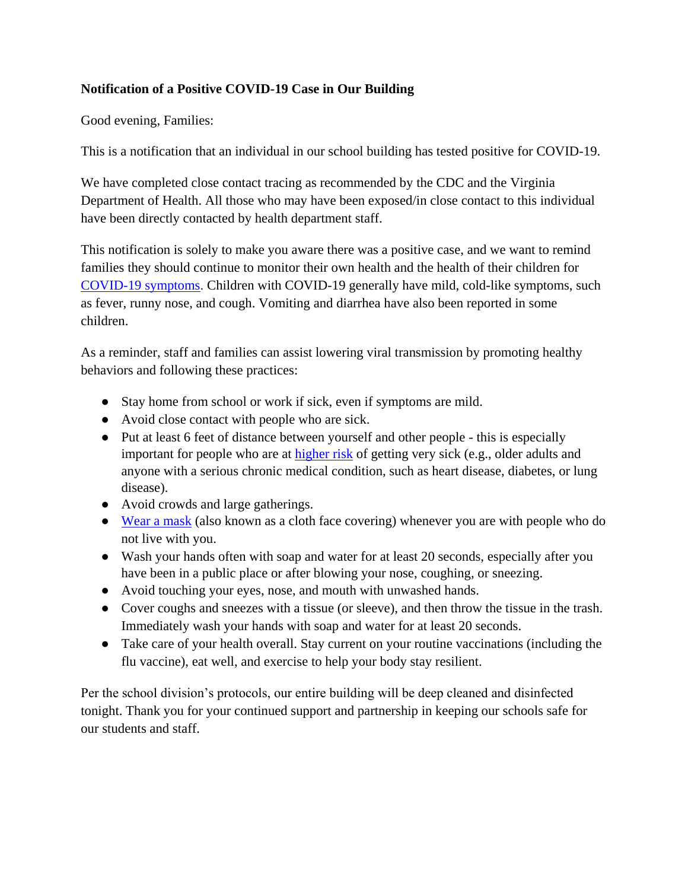**Notification of a Positive COVID-19 Case in Our Building**

Good evening, Families:

This is a notification that an individual in our school building has tested positive for COVID-19.

We have completed close contact tracing as recommended by the CDC and the Virginia Department of Health. All those who may have been exposed/in close contact to this individual have been directly contacted by health department staff.

This notification is solely to make you aware there was a positive case, and we want to remind families they should continue to monitor their own health and the health of their children for COVID-19 symptoms. Children with COVID-19 generally have mild, cold-like symptoms, such as fever, runny nose, and cough. Vomiting and diarrhea have also been reported in some children.

As a reminder, staff and families can assist lowering viral transmission by promoting healthy behaviors and following these practices:

- Stay home from school or work if sick, even if symptoms are mild.
- Avoid close contact with people who are sick.
- Put at least 6 feet of distance between yourself and other people - this is especially important for people who are at higher risk of getting very sick (e.g., older adults and anyone with a serious chronic medical condition, such as heart disease, diabetes, or lung disease).
- Avoid crowds and large gatherings.
- Wear a mask (also known as a cloth face covering) whenever you are with people who do not live with you.
- Wash your hands often with soap and water for at least 20 seconds, especially after you have been in a public place or after blowing your nose, coughing, or sneezing.
- Avoid touching your eyes, nose, and mouth with unwashed hands.
- Cover coughs and sneezes with a tissue (or sleeve), and then throw the tissue in the trash. Immediately wash your hands with soap and water for at least 20 seconds.
- Take care of your health overall. Stay current on your routine vaccinations (including the flu vaccine), eat well, and exercise to help your body stay resilient.

Per the school division's protocols, our entire building will be deep cleaned and disinfected tonight. Thank you for your continued support and partnership in keeping our schools safe for our students and staff.